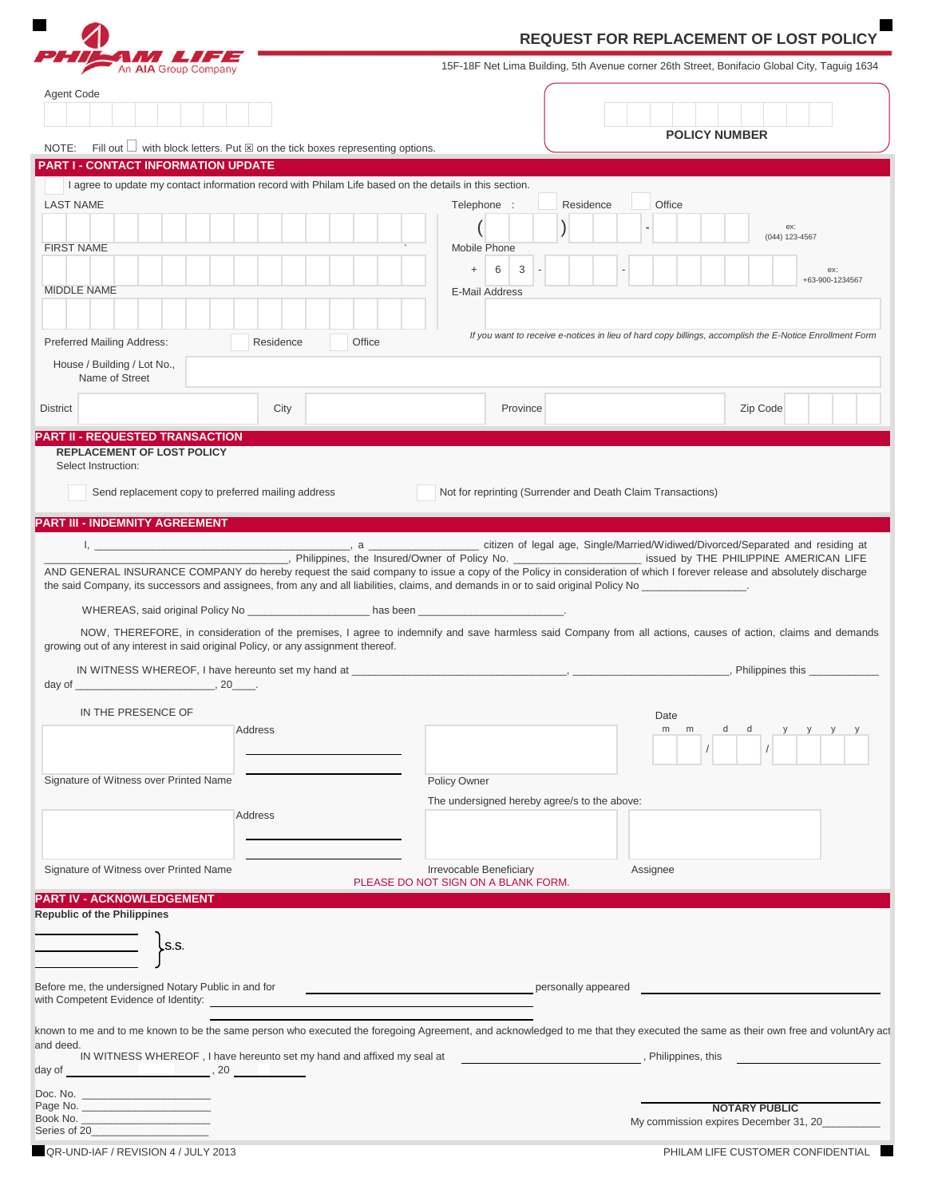PHILAM LIFE
An AIA Group Company

# REQUEST FOR REPLACEMENT OF LOST POLICY

15F-18F Net Lima Building, 5th Avenue corner 26th Street, Bonifacio Global City, Taguig 1634

Agent Code

POLICY NUMBER

NOTE: Fill out ☐ with block letters. Put ☒ on the tick boxes representing options.

## PART I - CONTACT INFORMATION UPDATE

☐ I agree to update my contact information record with Philam Life based on the details in this section.

LAST NAME

FIRST NAME

MIDDLE NAME

Telephone : ☐ Residence ☐ Office

( ) - ex: (044) 123-4567

Mobile Phone

\+ 6 3 - - ex: +63-900-1234567

E-Mail Address

*If you want to receive e-notices in lieu of hard copy billings, accomplish the E-Notice Enrollment Form*

Preferred Mailing Address: ☐ Residence ☐ Office

House / Building / Lot No., Name of Street

District City Province Zip Code

## PART II - REQUESTED TRANSACTION

**REPLACEMENT OF LOST POLICY**

Select Instruction:

☐ Send replacement copy to preferred mailing address ☐ Not for reprinting (Surrender and Death Claim Transactions)

## PART III - INDEMNITY AGREEMENT

I, ____________________________________________, a ___________________ citizen of legal age, Single/Married/Widiwed/Divorced/Separated and residing at ______________________________, Philippines, the Insured/Owner of Policy No. ____________________ issued by THE PHILIPPINE AMERICAN LIFE AND GENERAL INSURANCE COMPANY do hereby request the said company to issue a copy of the Policy in consideration of which I forever release and absolutely discharge the said Company, its successors and assignees, from any and all liabilities, claims, and demands in or to said original Policy No _________________.

WHEREAS, said original Policy No ___________________ has been ________________________.

NOW, THEREFORE, in consideration of the premises, I agree to indemnify and save harmless said Company from all actions, causes of action, claims and demands growing out of any interest in said original Policy, or any assignment thereof.

IN WITNESS WHEREOF, I have hereunto set my hand at __________________________________, _________________________, Philippines this ___________ day of ______________________, 20____.

IN THE PRESENCE OF

Signature of Witness over Printed Name — Address

Policy Owner

Date m m / d d / y y y y

The undersigned hereby agree/s to the above:

Signature of Witness over Printed Name — Address

Irrevocable Beneficiary

Assignee

PLEASE DO NOT SIGN ON A BLANK FORM.

## PART IV - ACKNOWLEDGEMENT

**Republic of the Philippines**

______________
______________ } S.S.

Before me, the undersigned Notary Public in and for ____________________ personally appeared ____________________ with Competent Evidence of Identity: ____________________

known to me and to me known to be the same person who executed the foregoing Agreement, and acknowledged to me that they executed the same as their own free and voluntAry act and deed.

IN WITNESS WHEREOF , I have hereunto set my hand and affixed my seal at ____________________, Philippines, this ____________ day of ____________________, 20 ________

Doc. No. ____________________
Page No. ____________________
Book No. ____________________
Series of 20____________________

**NOTARY PUBLIC**
My commission expires December 31, 20_________

QR-UND-IAF / REVISION 4 / JULY 2013

PHILAM LIFE CUSTOMER CONFIDENTIAL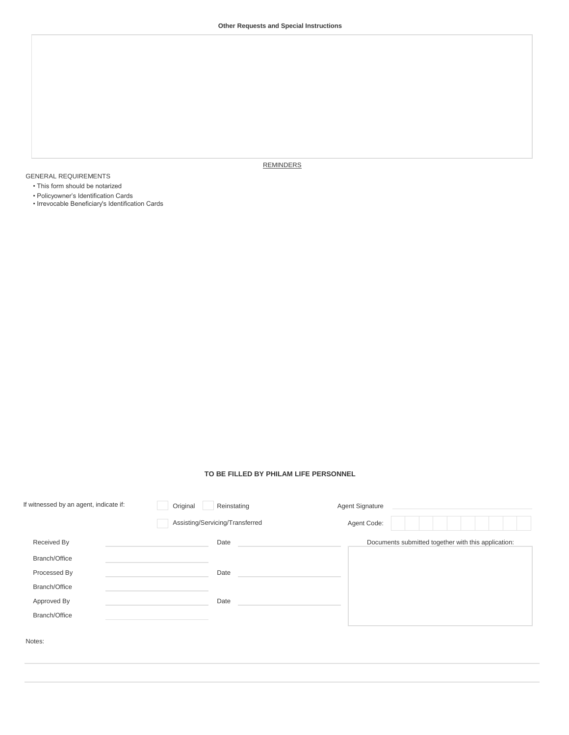**Other Requests and Special Instructions**

REMINDERS

GENERAL REQUIREMENTS

- This form should be notarized
- Policyowner's Identification Cards
- Irrevocable Beneficiary's Identification Cards

**TO BE FILLED BY PHILAM LIFE PERSONNEL**

If witnessed by an agent, indicate if: ☐ Original ☐ Reinstating ☐ Assisting/Servicing/Transferred

Agent Signature \_\_\_\_\_\_\_\_\_\_

Agent Code: \_\_\_\_\_\_\_\_\_\_

| | | | |
|---|---|---|---|
| Received By | | Date | |
| Branch/Office | | | |
| Processed By | | Date | |
| Branch/Office | | | |
| Approved By | | Date | |
| Branch/Office | | | |

Documents submitted together with this application:

Notes: